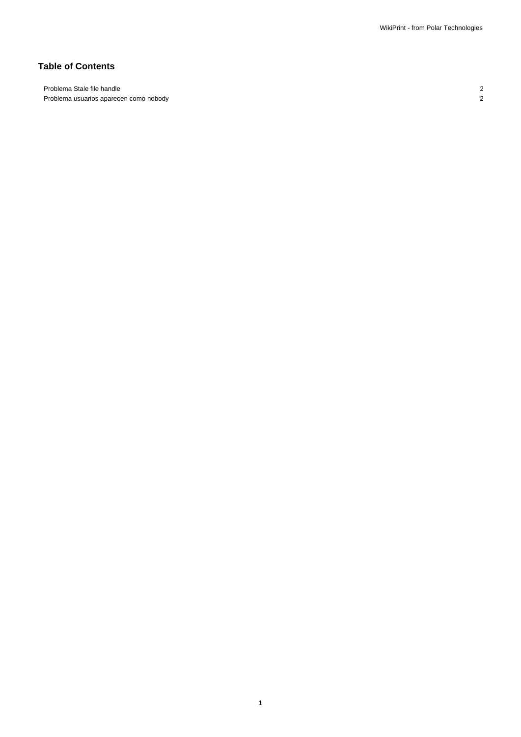## Table of Contents

| | |
|---|---|
| Problema Stale file handle | 2 |
| Problema usuarios aparecen como nobody | 2 |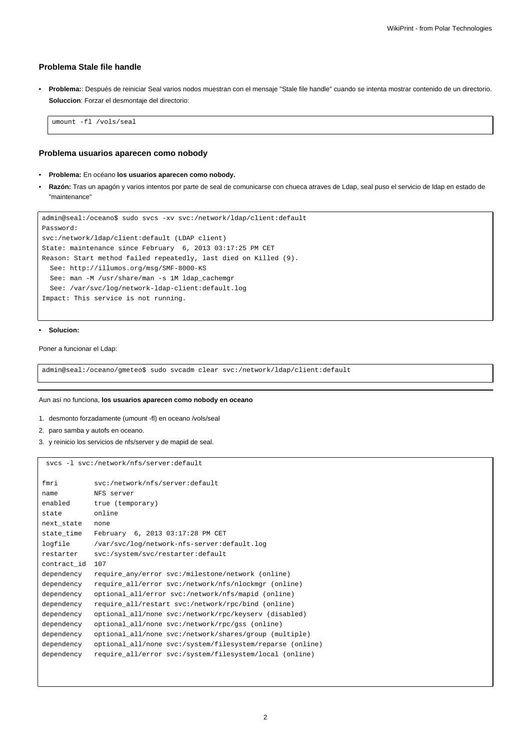### Problema Stale file handle

- **Problema:**: Después de reiniciar Seal varios nodos muestran con el mensaje "Stale file handle" cuando se intenta mostrar contenido de un directorio. **Solucción**: Forzar el desmontaje del directorio:

```
umount -fl /vols/seal
```

### Problema usuarios aparecen como nobody

- **Problema:** En océano **los usuarios aparecen como nobody.**
- **Razón:** Tras un apagón y varios intentos por parte de seal de comunicarse con chueca atraves de Ldap, seal puso el servicio de ldap en estado de "maintenance"

```
admin@seal:/oceano$ sudo svcs -xv svc:/network/ldap/client:default
Password:
svc:/network/ldap/client:default (LDAP client)
State: maintenance since February  6, 2013 03:17:25 PM CET
Reason: Start method failed repeatedly, last died on Killed (9).
  See: http://illumos.org/msg/SMF-8000-KS
  See: man -M /usr/share/man -s 1M ldap_cachemgr
  See: /var/svc/log/network-ldap-client:default.log
Impact: This service is not running.
```

- **Solucion:**

Poner a funcionar el Ldap:

```
admin@seal:/oceano/gmeteo$ sudo svcadm clear svc:/network/ldap/client:default
```

---

Aun así no funciona, **los usuarios aparecen como nobody en oceano**

1. desmonto forzadamente (umount -fl) en oceano /vols/seal
2. paro samba y autofs en oceano.
3. y reinicio los servicios de nfs/server y de mapid de seal.

```
 svcs -l svc:/network/nfs/server:default

fmri         svc:/network/nfs/server:default
name         NFS server
enabled      true (temporary)
state        online
next_state   none
state_time   February  6, 2013 03:17:28 PM CET
logfile      /var/svc/log/network-nfs-server:default.log
restarter    svc:/system/svc/restarter:default
contract_id  107
dependency   require_any/error svc:/milestone/network (online)
dependency   require_all/error svc:/network/nfs/nlockmgr (online)
dependency   optional_all/error svc:/network/nfs/mapid (online)
dependency   require_all/restart svc:/network/rpc/bind (online)
dependency   optional_all/none svc:/network/rpc/keyserv (disabled)
dependency   optional_all/none svc:/network/rpc/gss (online)
dependency   optional_all/none svc:/network/shares/group (multiple)
dependency   optional_all/none svc:/system/filesystem/reparse (online)
dependency   require_all/error svc:/system/filesystem/local (online)
```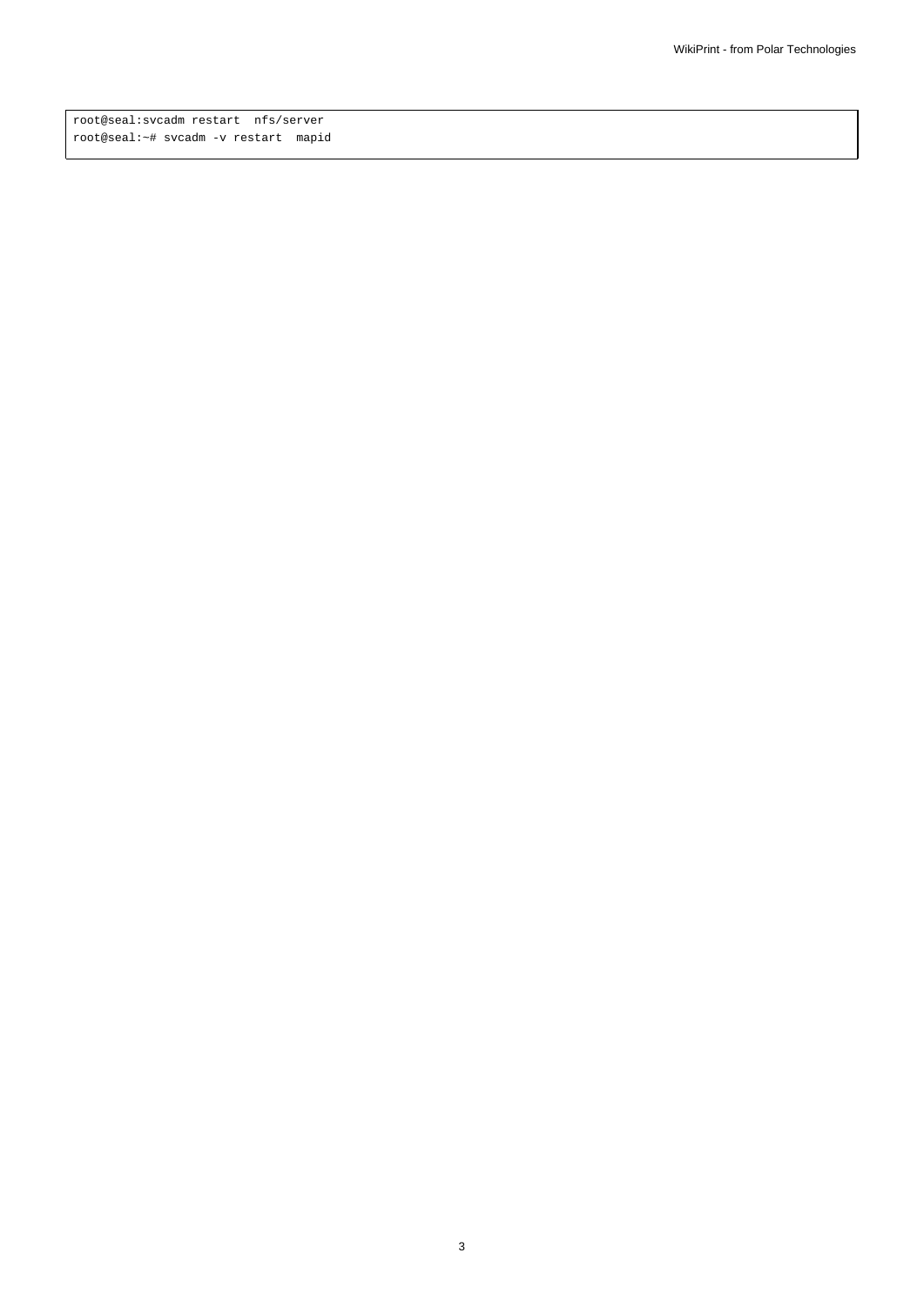```
root@seal:svcadm restart  nfs/server
root@seal:~# svcadm -v restart  mapid
```